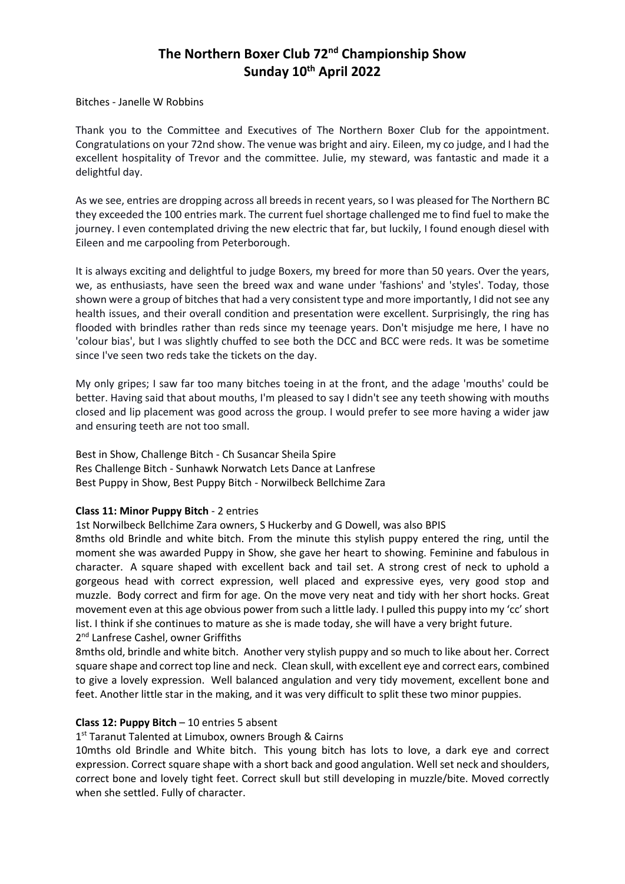# The Northern Boxer Club 72nd Championship Show
# Sunday 10th April 2022

Bitches - Janelle W Robbins

Thank you to the Committee and Executives of The Northern Boxer Club for the appointment. Congratulations on your 72nd show. The venue was bright and airy. Eileen, my co judge, and I had the excellent hospitality of Trevor and the committee. Julie, my steward, was fantastic and made it a delightful day.

As we see, entries are dropping across all breeds in recent years, so I was pleased for The Northern BC they exceeded the 100 entries mark. The current fuel shortage challenged me to find fuel to make the journey. I even contemplated driving the new electric that far, but luckily, I found enough diesel with Eileen and me carpooling from Peterborough.

It is always exciting and delightful to judge Boxers, my breed for more than 50 years. Over the years, we, as enthusiasts, have seen the breed wax and wane under 'fashions' and 'styles'. Today, those shown were a group of bitches that had a very consistent type and more importantly, I did not see any health issues, and their overall condition and presentation were excellent. Surprisingly, the ring has flooded with brindles rather than reds since my teenage years. Don't misjudge me here, I have no 'colour bias', but I was slightly chuffed to see both the DCC and BCC were reds. It was be sometime since I've seen two reds take the tickets on the day.

My only gripes; I saw far too many bitches toeing in at the front, and the adage 'mouths' could be better. Having said that about mouths, I'm pleased to say I didn't see any teeth showing with mouths closed and lip placement was good across the group. I would prefer to see more having a wider jaw and ensuring teeth are not too small.

Best in Show, Challenge Bitch - Ch Susancar Sheila Spire
Res Challenge Bitch - Sunhawk Norwatch Lets Dance at Lanfrese
Best Puppy in Show, Best Puppy Bitch - Norwilbeck Bellchime Zara

**Class 11: Minor Puppy Bitch** - 2 entries

1st Norwilbeck Bellchime Zara owners, S Huckerby and G Dowell, was also BPIS

8mths old Brindle and white bitch. From the minute this stylish puppy entered the ring, until the moment she was awarded Puppy in Show, she gave her heart to showing. Feminine and fabulous in character. A square shaped with excellent back and tail set. A strong crest of neck to uphold a gorgeous head with correct expression, well placed and expressive eyes, very good stop and muzzle. Body correct and firm for age. On the move very neat and tidy with her short hocks. Great movement even at this age obvious power from such a little lady. I pulled this puppy into my 'cc' short list. I think if she continues to mature as she is made today, she will have a very bright future.

2nd Lanfrese Cashel, owner Griffiths

8mths old, brindle and white bitch. Another very stylish puppy and so much to like about her. Correct square shape and correct top line and neck. Clean skull, with excellent eye and correct ears, combined to give a lovely expression. Well balanced angulation and very tidy movement, excellent bone and feet. Another little star in the making, and it was very difficult to split these two minor puppies.

**Class 12: Puppy Bitch** – 10 entries 5 absent

1st Taranut Talented at Limubox, owners Brough & Cairns

10mths old Brindle and White bitch. This young bitch has lots to love, a dark eye and correct expression. Correct square shape with a short back and good angulation. Well set neck and shoulders, correct bone and lovely tight feet. Correct skull but still developing in muzzle/bite. Moved correctly when she settled. Fully of character.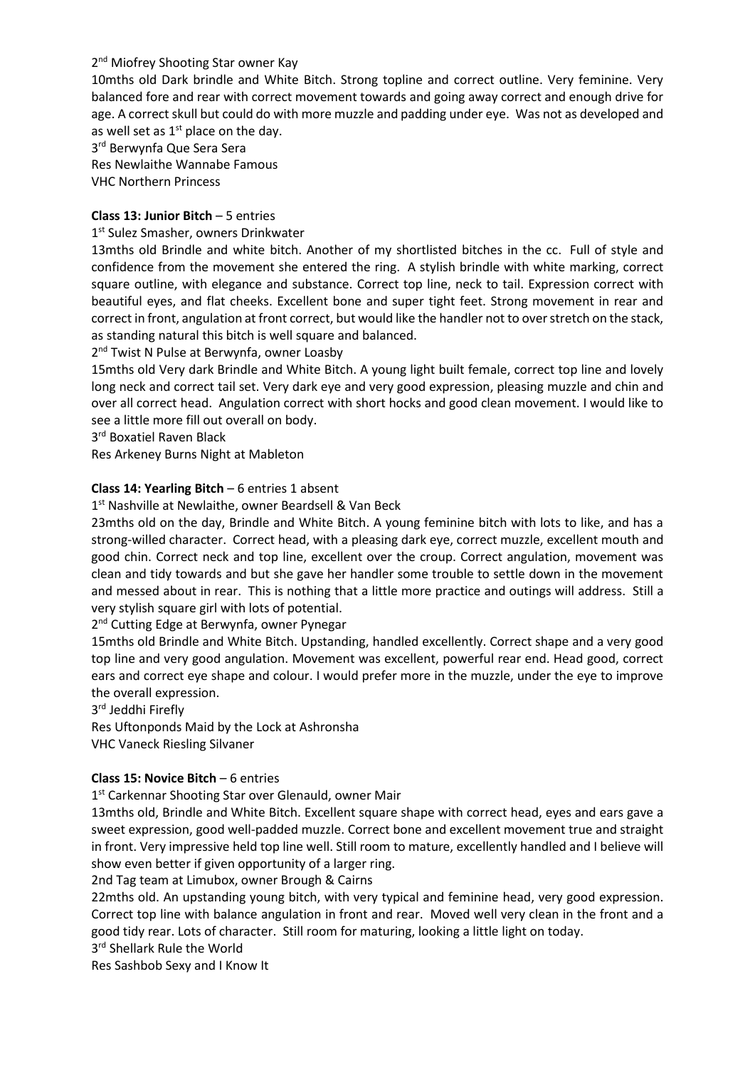2nd Miofrey Shooting Star owner Kay

10mths old Dark brindle and White Bitch. Strong topline and correct outline. Very feminine. Very balanced fore and rear with correct movement towards and going away correct and enough drive for age. A correct skull but could do with more muzzle and padding under eye. Was not as developed and as well set as 1st place on the day.

3rd Berwynfa Que Sera Sera

Res Newlaithe Wannabe Famous

VHC Northern Princess

**Class 13: Junior Bitch** – 5 entries

1st Sulez Smasher, owners Drinkwater

13mths old Brindle and white bitch. Another of my shortlisted bitches in the cc. Full of style and confidence from the movement she entered the ring. A stylish brindle with white marking, correct square outline, with elegance and substance. Correct top line, neck to tail. Expression correct with beautiful eyes, and flat cheeks. Excellent bone and super tight feet. Strong movement in rear and correct in front, angulation at front correct, but would like the handler not to over stretch on the stack, as standing natural this bitch is well square and balanced.

2nd Twist N Pulse at Berwynfa, owner Loasby

15mths old Very dark Brindle and White Bitch. A young light built female, correct top line and lovely long neck and correct tail set. Very dark eye and very good expression, pleasing muzzle and chin and over all correct head. Angulation correct with short hocks and good clean movement. I would like to see a little more fill out overall on body.

3rd Boxatiel Raven Black

Res Arkeney Burns Night at Mableton

**Class 14: Yearling Bitch** – 6 entries 1 absent

1st Nashville at Newlaithe, owner Beardsell & Van Beck

23mths old on the day, Brindle and White Bitch. A young feminine bitch with lots to like, and has a strong-willed character. Correct head, with a pleasing dark eye, correct muzzle, excellent mouth and good chin. Correct neck and top line, excellent over the croup. Correct angulation, movement was clean and tidy towards and but she gave her handler some trouble to settle down in the movement and messed about in rear. This is nothing that a little more practice and outings will address. Still a very stylish square girl with lots of potential.

2nd Cutting Edge at Berwynfa, owner Pynegar

15mths old Brindle and White Bitch. Upstanding, handled excellently. Correct shape and a very good top line and very good angulation. Movement was excellent, powerful rear end. Head good, correct ears and correct eye shape and colour. I would prefer more in the muzzle, under the eye to improve the overall expression.

3rd Jeddhi Firefly

Res Uftonponds Maid by the Lock at Ashronsha

VHC Vaneck Riesling Silvaner

**Class 15: Novice Bitch** – 6 entries

1st Carkennar Shooting Star over Glenauld, owner Mair

13mths old, Brindle and White Bitch. Excellent square shape with correct head, eyes and ears gave a sweet expression, good well-padded muzzle. Correct bone and excellent movement true and straight in front. Very impressive held top line well. Still room to mature, excellently handled and I believe will show even better if given opportunity of a larger ring.

2nd Tag team at Limubox, owner Brough & Cairns

22mths old. An upstanding young bitch, with very typical and feminine head, very good expression. Correct top line with balance angulation in front and rear. Moved well very clean in the front and a good tidy rear. Lots of character. Still room for maturing, looking a little light on today.

3rd Shellark Rule the World

Res Sashbob Sexy and I Know It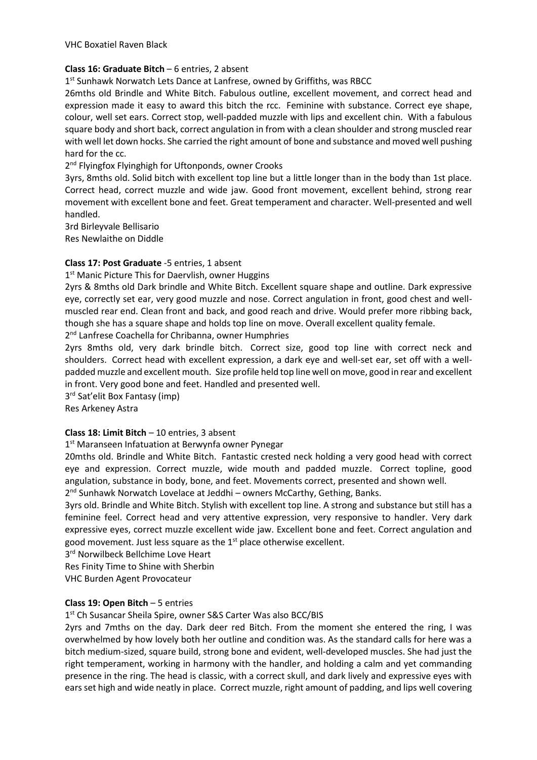VHC Boxatiel Raven Black

**Class 16: Graduate Bitch** – 6 entries, 2 absent

1st Sunhawk Norwatch Lets Dance at Lanfrese, owned by Griffiths, was RBCC

26mths old Brindle and White Bitch. Fabulous outline, excellent movement, and correct head and expression made it easy to award this bitch the rcc. Feminine with substance. Correct eye shape, colour, well set ears. Correct stop, well-padded muzzle with lips and excellent chin. With a fabulous square body and short back, correct angulation in from with a clean shoulder and strong muscled rear with well let down hocks. She carried the right amount of bone and substance and moved well pushing hard for the cc.

2nd Flyingfox Flyinghigh for Uftonponds, owner Crooks

3yrs, 8mths old. Solid bitch with excellent top line but a little longer than in the body than 1st place. Correct head, correct muzzle and wide jaw. Good front movement, excellent behind, strong rear movement with excellent bone and feet. Great temperament and character. Well-presented and well handled.

3rd Birleyvale Bellisario

Res Newlaithe on Diddle

**Class 17: Post Graduate** -5 entries, 1 absent

1st Manic Picture This for Daervlish, owner Huggins

2yrs & 8mths old Dark brindle and White Bitch. Excellent square shape and outline. Dark expressive eye, correctly set ear, very good muzzle and nose. Correct angulation in front, good chest and well-muscled rear end. Clean front and back, and good reach and drive. Would prefer more ribbing back, though she has a square shape and holds top line on move. Overall excellent quality female.

2nd Lanfrese Coachella for Chribanna, owner Humphries

2yrs 8mths old, very dark brindle bitch. Correct size, good top line with correct neck and shoulders. Correct head with excellent expression, a dark eye and well-set ear, set off with a well-padded muzzle and excellent mouth. Size profile held top line well on move, good in rear and excellent in front. Very good bone and feet. Handled and presented well.

3rd Sat'elit Box Fantasy (imp)

Res Arkeney Astra

**Class 18: Limit Bitch** – 10 entries, 3 absent

1st Maranseen Infatuation at Berwynfa owner Pynegar

20mths old. Brindle and White Bitch. Fantastic crested neck holding a very good head with correct eye and expression. Correct muzzle, wide mouth and padded muzzle. Correct topline, good angulation, substance in body, bone, and feet. Movements correct, presented and shown well.

2nd Sunhawk Norwatch Lovelace at Jeddhi – owners McCarthy, Gething, Banks.

3yrs old. Brindle and White Bitch. Stylish with excellent top line. A strong and substance but still has a feminine feel. Correct head and very attentive expression, very responsive to handler. Very dark expressive eyes, correct muzzle excellent wide jaw. Excellent bone and feet. Correct angulation and good movement. Just less square as the 1st place otherwise excellent.

3rd Norwilbeck Bellchime Love Heart

Res Finity Time to Shine with Sherbin

VHC Burden Agent Provocateur

**Class 19: Open Bitch** – 5 entries

1st Ch Susancar Sheila Spire, owner S&S Carter Was also BCC/BIS

2yrs and 7mths on the day. Dark deer red Bitch. From the moment she entered the ring, I was overwhelmed by how lovely both her outline and condition was. As the standard calls for here was a bitch medium-sized, square build, strong bone and evident, well-developed muscles. She had just the right temperament, working in harmony with the handler, and holding a calm and yet commanding presence in the ring. The head is classic, with a correct skull, and dark lively and expressive eyes with ears set high and wide neatly in place. Correct muzzle, right amount of padding, and lips well covering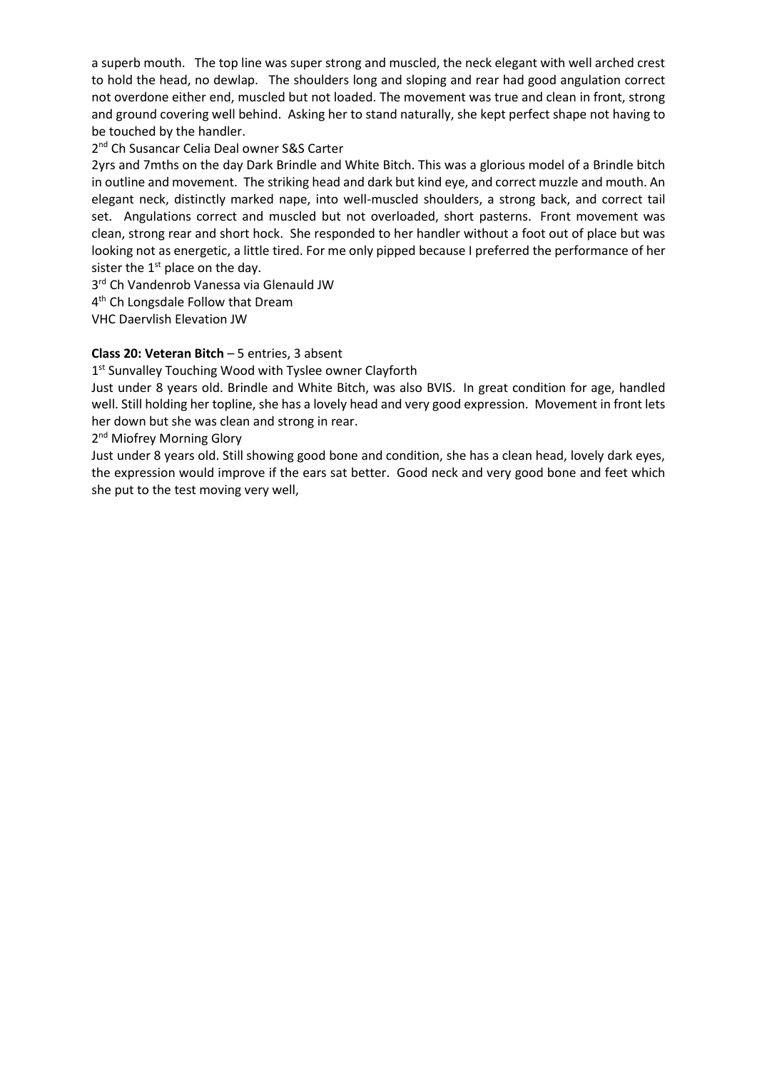a superb mouth. The top line was super strong and muscled, the neck elegant with well arched crest to hold the head, no dewlap. The shoulders long and sloping and rear had good angulation correct not overdone either end, muscled but not loaded. The movement was true and clean in front, strong and ground covering well behind. Asking her to stand naturally, she kept perfect shape not having to be touched by the handler.

2nd Ch Susancar Celia Deal owner S&S Carter

2yrs and 7mths on the day Dark Brindle and White Bitch. This was a glorious model of a Brindle bitch in outline and movement. The striking head and dark but kind eye, and correct muzzle and mouth. An elegant neck, distinctly marked nape, into well-muscled shoulders, a strong back, and correct tail set. Angulations correct and muscled but not overloaded, short pasterns. Front movement was clean, strong rear and short hock. She responded to her handler without a foot out of place but was looking not as energetic, a little tired. For me only pipped because I preferred the performance of her sister the 1st place on the day.

3rd Ch Vandenrob Vanessa via Glenauld JW

4th Ch Longsdale Follow that Dream

VHC Daervlish Elevation JW

**Class 20: Veteran Bitch** – 5 entries, 3 absent

1st Sunvalley Touching Wood with Tyslee owner Clayforth

Just under 8 years old. Brindle and White Bitch, was also BVIS. In great condition for age, handled well. Still holding her topline, she has a lovely head and very good expression. Movement in front lets her down but she was clean and strong in rear.

2nd Miofrey Morning Glory

Just under 8 years old. Still showing good bone and condition, she has a clean head, lovely dark eyes, the expression would improve if the ears sat better. Good neck and very good bone and feet which she put to the test moving very well,